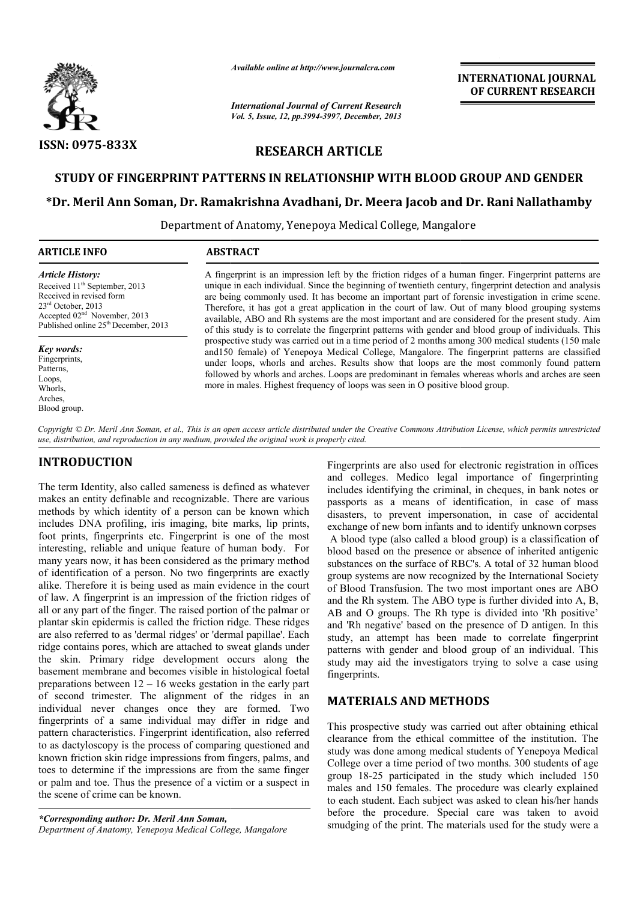*Available online at http://www.journalcra.com*

*International Journal of Current Research*
*Vol. 5, Issue, 12, pp.3994-3997, December, 2013*

**INTERNATIONAL JOURNAL OF CURRENT RESEARCH**

ISSN: 0975-833X

## RESEARCH ARTICLE

# STUDY OF FINGERPRINT PATTERNS IN RELATIONSHIP WITH BLOOD GROUP AND GENDER

**\*Dr. Meril Ann Soman, Dr. Ramakrishna Avadhani, Dr. Meera Jacob and Dr. Rani Nallathamby**

Department of Anatomy, Yenepoya Medical College, Mangalore

**ARTICLE INFO**

*Article History:*
Received 11th September, 2013
Received in revised form
23rd October, 2013
Accepted 02nd November, 2013
Published online 25th December, 2013

*Key words:*
Fingerprints,
Patterns,
Loops,
Whorls,
Arches,
Blood group.

**ABSTRACT**

A fingerprint is an impression left by the friction ridges of a human finger. Fingerprint patterns are unique in each individual. Since the beginning of twentieth century, fingerprint detection and analysis are being commonly used. It has become an important part of forensic investigation in crime scene. Therefore, it has got a great application in the court of law. Out of many blood grouping systems available, ABO and Rh systems are the most important and are considered for the present study. Aim of this study is to correlate the fingerprint patterns with gender and blood group of individuals. This prospective study was carried out in a time period of 2 months among 300 medical students (150 male and150 female) of Yenepoya Medical College, Mangalore. The fingerprint patterns are classified under loops, whorls and arches. Results show that loops are the most commonly found pattern followed by whorls and arches. Loops are predominant in females whereas whorls and arches are seen more in males. Highest frequency of loops was seen in O positive blood group.

*Copyright © Dr. Meril Ann Soman, et al., This is an open access article distributed under the Creative Commons Attribution License, which permits unrestricted use, distribution, and reproduction in any medium, provided the original work is properly cited.*

## INTRODUCTION

The term Identity, also called sameness is defined as whatever makes an entity definable and recognizable. There are various methods by which identity of a person can be known which includes DNA profiling, iris imaging, bite marks, lip prints, foot prints, fingerprints etc. Fingerprint is one of the most interesting, reliable and unique feature of human body. For many years now, it has been considered as the primary method of identification of a person. No two fingerprints are exactly alike. Therefore it is being used as main evidence in the court of law. A fingerprint is an impression of the friction ridges of all or any part of the finger. The raised portion of the palmar or plantar skin epidermis is called the friction ridge. These ridges are also referred to as 'dermal ridges' or 'dermal papillae'. Each ridge contains pores, which are attached to sweat glands under the skin. Primary ridge development occurs along the basement membrane and becomes visible in histological foetal preparations between 12 – 16 weeks gestation in the early part of second trimester. The alignment of the ridges in an individual never changes once they are formed. Two fingerprints of a same individual may differ in ridge and pattern characteristics. Fingerprint identification, also referred to as dactyloscopy is the process of comparing questioned and known friction skin ridge impressions from fingers, palms, and toes to determine if the impressions are from the same finger or palm and toe. Thus the presence of a victim or a suspect in the scene of crime can be known.

Fingerprints are also used for electronic registration in offices and colleges. Medico legal importance of fingerprinting includes identifying the criminal, in cheques, in bank notes or passports as a means of identification, in case of mass disasters, to prevent impersonation, in case of accidental exchange of new born infants and to identify unknown corpses

A blood type (also called a blood group) is a classification of blood based on the presence or absence of inherited antigenic substances on the surface of RBC's. A total of 32 human blood group systems are now recognized by the International Society of Blood Transfusion. The two most important ones are ABO and the Rh system. The ABO type is further divided into A, B, AB and O groups. The Rh type is divided into 'Rh positive' and 'Rh negative' based on the presence of D antigen. In this study, an attempt has been made to correlate fingerprint patterns with gender and blood group of an individual. This study may aid the investigators trying to solve a case using fingerprints.

## MATERIALS AND METHODS

This prospective study was carried out after obtaining ethical clearance from the ethical committee of the institution. The study was done among medical students of Yenepoya Medical College over a time period of two months. 300 students of age group 18-25 participated in the study which included 150 males and 150 females. The procedure was clearly explained to each student. Each subject was asked to clean his/her hands before the procedure. Special care was taken to avoid smudging of the print. The materials used for the study were a

*\*Corresponding author: Dr. Meril Ann Soman,*
*Department of Anatomy, Yenepoya Medical College, Mangalore*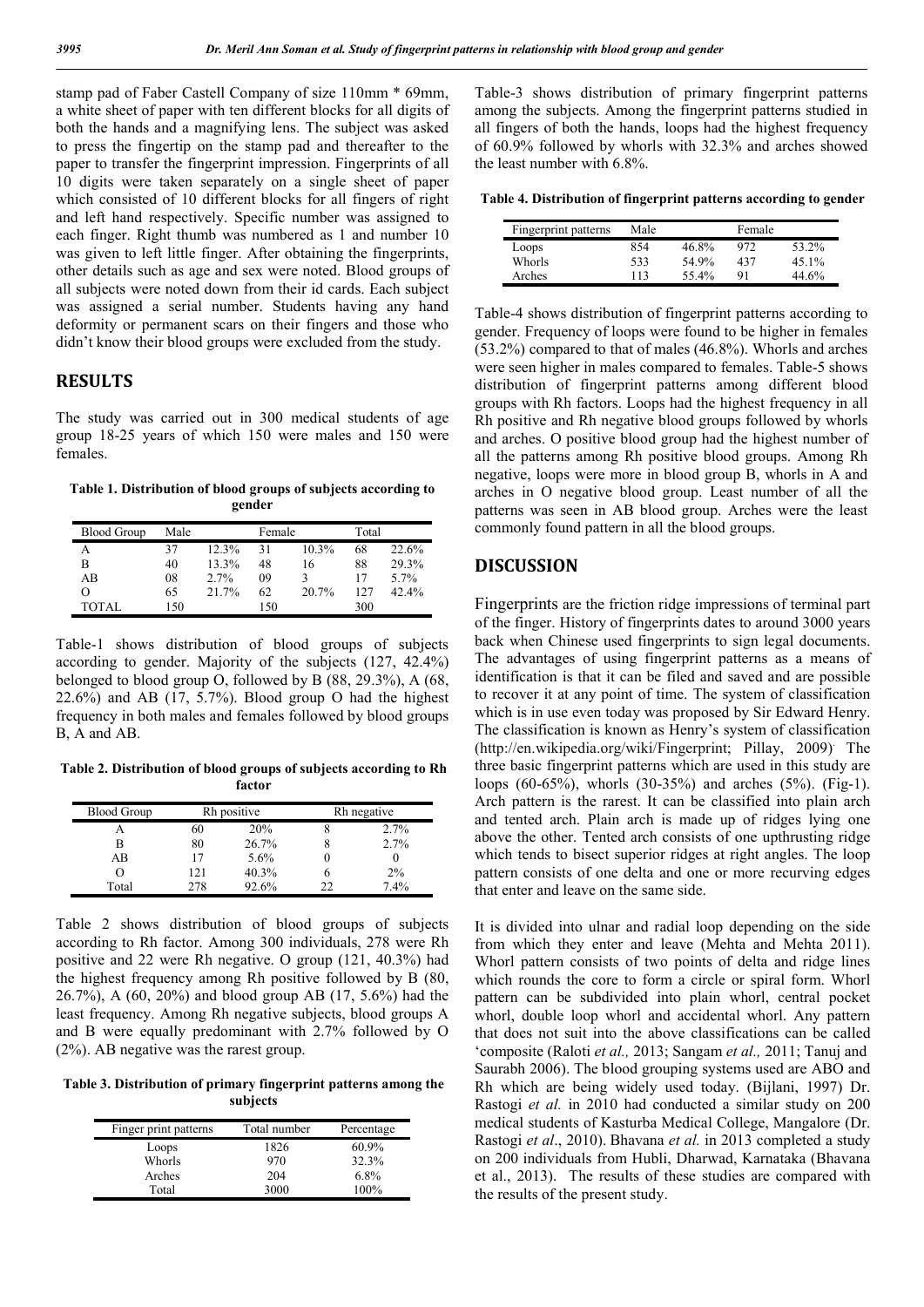stamp pad of Faber Castell Company of size 110mm * 69mm, a white sheet of paper with ten different blocks for all digits of both the hands and a magnifying lens. The subject was asked to press the fingertip on the stamp pad and thereafter to the paper to transfer the fingerprint impression. Fingerprints of all 10 digits were taken separately on a single sheet of paper which consisted of 10 different blocks for all fingers of right and left hand respectively. Specific number was assigned to each finger. Right thumb was numbered as 1 and number 10 was given to left little finger. After obtaining the fingerprints, other details such as age and sex were noted. Blood groups of all subjects were noted down from their id cards. Each subject was assigned a serial number. Students having any hand deformity or permanent scars on their fingers and those who didn't know their blood groups were excluded from the study.

## RESULTS

The study was carried out in 300 medical students of age group 18-25 years of which 150 were males and 150 were females.

**Table 1. Distribution of blood groups of subjects according to gender**

| Blood Group | Male | | Female | | Total | |
|---|---|---|---|---|---|---|
| A | 37 | 12.3% | 31 | 10.3% | 68 | 22.6% |
| B | 40 | 13.3% | 48 | 16 | 88 | 29.3% |
| AB | 08 | 2.7% | 09 | 3 | 17 | 5.7% |
| O | 65 | 21.7% | 62 | 20.7% | 127 | 42.4% |
| TOTAL | 150 | | 150 | | 300 | |

Table-1 shows distribution of blood groups of subjects according to gender. Majority of the subjects (127, 42.4%) belonged to blood group O, followed by B (88, 29.3%), A (68, 22.6%) and AB (17, 5.7%). Blood group O had the highest frequency in both males and females followed by blood groups B, A and AB.

**Table 2. Distribution of blood groups of subjects according to Rh factor**

| Blood Group | Rh positive | | Rh negative | |
|---|---|---|---|---|
| A | 60 | 20% | 8 | 2.7% |
| B | 80 | 26.7% | 8 | 2.7% |
| AB | 17 | 5.6% | 0 | 0 |
| O | 121 | 40.3% | 6 | 2% |
| Total | 278 | 92.6% | 22 | 7.4% |

Table 2 shows distribution of blood groups of subjects according to Rh factor. Among 300 individuals, 278 were Rh positive and 22 were Rh negative. O group (121, 40.3%) had the highest frequency among Rh positive followed by B (80, 26.7%), A (60, 20%) and blood group AB (17, 5.6%) had the least frequency. Among Rh negative subjects, blood groups A and B were equally predominant with 2.7% followed by O (2%). AB negative was the rarest group.

**Table 3. Distribution of primary fingerprint patterns among the subjects**

| Finger print patterns | Total number | Percentage |
|---|---|---|
| Loops | 1826 | 60.9% |
| Whorls | 970 | 32.3% |
| Arches | 204 | 6.8% |
| Total | 3000 | 100% |

Table-3 shows distribution of primary fingerprint patterns among the subjects. Among the fingerprint patterns studied in all fingers of both the hands, loops had the highest frequency of 60.9% followed by whorls with 32.3% and arches showed the least number with 6.8%.

**Table 4. Distribution of fingerprint patterns according to gender**

| Fingerprint patterns | Male | | Female | |
|---|---|---|---|---|
| Loops | 854 | 46.8% | 972 | 53.2% |
| Whorls | 533 | 54.9% | 437 | 45.1% |
| Arches | 113 | 55.4% | 91 | 44.6% |

Table-4 shows distribution of fingerprint patterns according to gender. Frequency of loops were found to be higher in females (53.2%) compared to that of males (46.8%). Whorls and arches were seen higher in males compared to females. Table-5 shows distribution of fingerprint patterns among different blood groups with Rh factors. Loops had the highest frequency in all Rh positive and Rh negative blood groups followed by whorls and arches. O positive blood group had the highest number of all the patterns among Rh positive blood groups. Among Rh negative, loops were more in blood group B, whorls in A and arches in O negative blood group. Least number of all the patterns was seen in AB blood group. Arches were the least commonly found pattern in all the blood groups.

## DISCUSSION

Fingerprints are the friction ridge impressions of terminal part of the finger. History of fingerprints dates to around 3000 years back when Chinese used fingerprints to sign legal documents. The advantages of using fingerprint patterns as a means of identification is that it can be filed and saved and are possible to recover it at any point of time. The system of classification which is in use even today was proposed by Sir Edward Henry. The classification is known as Henry's system of classification (http://en.wikipedia.org/wiki/Fingerprint; Pillay, 2009). The three basic fingerprint patterns which are used in this study are loops (60-65%), whorls (30-35%) and arches (5%). (Fig-1). Arch pattern is the rarest. It can be classified into plain arch and tented arch. Plain arch is made up of ridges lying one above the other. Tented arch consists of one upthrusting ridge which tends to bisect superior ridges at right angles. The loop pattern consists of one delta and one or more recurving edges that enter and leave on the same side.

It is divided into ulnar and radial loop depending on the side from which they enter and leave (Mehta and Mehta 2011). Whorl pattern consists of two points of delta and ridge lines which rounds the core to form a circle or spiral form. Whorl pattern can be subdivided into plain whorl, central pocket whorl, double loop whorl and accidental whorl. Any pattern that does not suit into the above classifications can be called 'composite (Raloti *et al.,* 2013; Sangam *et al.,* 2011; Tanuj and Saurabh 2006). The blood grouping systems used are ABO and Rh which are being widely used today. (Bijlani, 1997) Dr. Rastogi *et al.* in 2010 had conducted a similar study on 200 medical students of Kasturba Medical College, Mangalore (Dr. Rastogi *et al*., 2010). Bhavana *et al.* in 2013 completed a study on 200 individuals from Hubli, Dharwad, Karnataka (Bhavana et al., 2013). The results of these studies are compared with the results of the present study.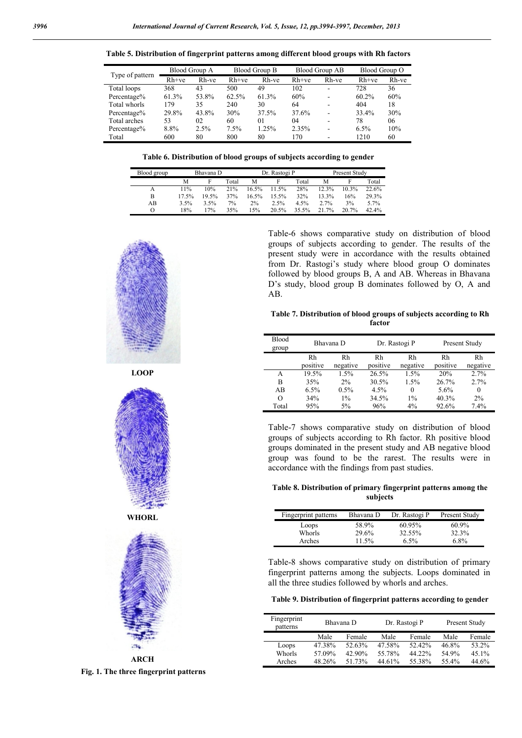**Table 5. Distribution of fingerprint patterns among different blood groups with Rh factors**

| Type of pattern | Blood Group A | | Blood Group B | | Blood Group AB | | Blood Group O | |
|---|---|---|---|---|---|---|---|---|
| | Rh+ve | Rh-ve | Rh+ve | Rh-ve | Rh+ve | Rh-ve | Rh+ve | Rh-ve |
| Total loops | 368 | 43 | 500 | 49 | 102 | - | 728 | 36 |
| Percentage% | 61.3% | 53.8% | 62.5% | 61.3% | 60% | - | 60.2% | 60% |
| Total whorls | 179 | 35 | 240 | 30 | 64 | - | 404 | 18 |
| Percentage% | 29.8% | 43.8% | 30% | 37.5% | 37.6% | - | 33.4% | 30% |
| Total arches | 53 | 02 | 60 | 01 | 04 | - | 78 | 06 |
| Percentage% | 8.8% | 2.5% | 7.5% | 1.25% | 2.35% | - | 6.5% | 10% |
| Total | 600 | 80 | 800 | 80 | 170 | - | 1210 | 60 |

**Table 6. Distribution of blood groups of subjects according to gender**

| Blood group | Bhavana D | | | Dr. Rastogi P | | | Present Study | | |
|---|---|---|---|---|---|---|---|---|---|
| | M | F | Total | M | F | Total | M | F | Total |
| A | 11% | 10% | 21% | 16.5% | 11.5% | 28% | 12.3% | 10.3% | 22.6% |
| B | 17.5% | 19.5% | 37% | 16.5% | 15.5% | 32% | 13.3% | 16% | 29.3% |
| AB | 3.5% | 3.5% | 7% | 2% | 2.5% | 4.5% | 2.7% | 3% | 5.7% |
| O | 18% | 17% | 35% | 15% | 20.5% | 35.5% | 21.7% | 20.7% | 42.4% |

LOOP

WHORL

ARCH

Fig. 1. The three fingerprint patterns

Table-6 shows comparative study on distribution of blood groups of subjects according to gender. The results of the present study were in accordance with the results obtained from Dr. Rastogi's study where blood group O dominates followed by blood groups B, A and AB. Whereas in Bhavana D's study, blood group B dominates followed by O, A and AB.

**Table 7. Distribution of blood groups of subjects according to Rh factor**

| Blood group | Bhavana D | | Dr. Rastogi P | | Present Study | |
|---|---|---|---|---|---|---|
| | Rh positive | Rh negative | Rh positive | Rh negative | Rh positive | Rh negative |
| A | 19.5% | 1.5% | 26.5% | 1.5% | 20% | 2.7% |
| B | 35% | 2% | 30.5% | 1.5% | 26.7% | 2.7% |
| AB | 6.5% | 0.5% | 4.5% | 0 | 5.6% | 0 |
| O | 34% | 1% | 34.5% | 1% | 40.3% | 2% |
| Total | 95% | 5% | 96% | 4% | 92.6% | 7.4% |

Table-7 shows comparative study on distribution of blood groups of subjects according to Rh factor. Rh positive blood groups dominated in the present study and AB negative blood group was found to be the rarest. The results were in accordance with the findings from past studies.

**Table 8. Distribution of primary fingerprint patterns among the subjects**

| Fingerprint patterns | Bhavana D | Dr. Rastogi P | Present Study |
|---|---|---|---|
| Loops | 58.9% | 60.95% | 60.9% |
| Whorls | 29.6% | 32.55% | 32.3% |
| Arches | 11.5% | 6.5% | 6.8% |

Table-8 shows comparative study on distribution of primary fingerprint patterns among the subjects. Loops dominated in all the three studies followed by whorls and arches.

**Table 9. Distribution of fingerprint patterns according to gender**

| Fingerprint patterns | Bhavana D | | Dr. Rastogi P | | Present Study | |
|---|---|---|---|---|---|---|
| | Male | Female | Male | Female | Male | Female |
| Loops | 47.38% | 52.63% | 47.58% | 52.42% | 46.8% | 53.2% |
| Whorls | 57.09% | 42.90% | 55.78% | 44.22% | 54.9% | 45.1% |
| Arches | 48.26% | 51.73% | 44.61% | 55.38% | 55.4% | 44.6% |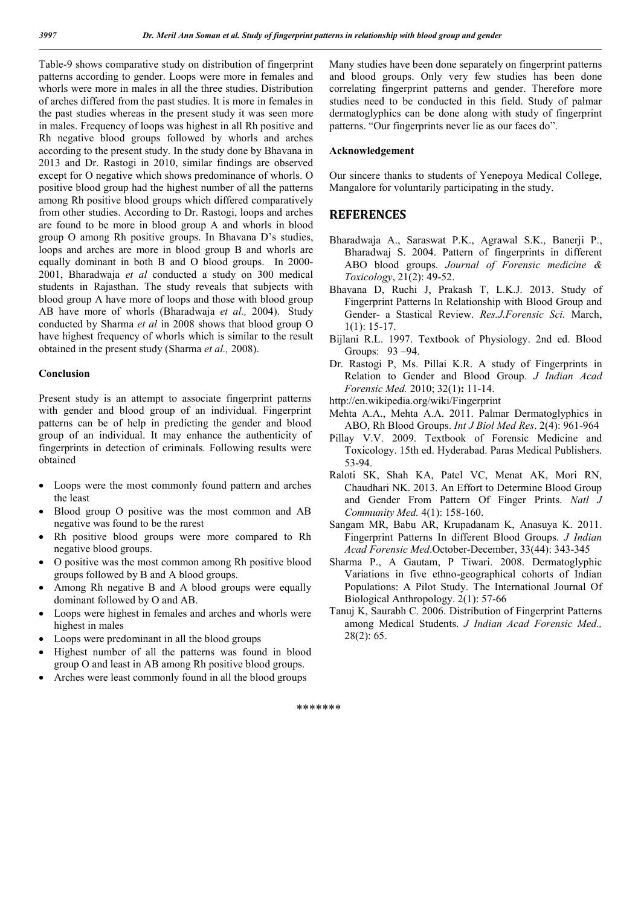Table-9 shows comparative study on distribution of fingerprint patterns according to gender. Loops were more in females and whorls were more in males in all the three studies. Distribution of arches differed from the past studies. It is more in females in the past studies whereas in the present study it was seen more in males. Frequency of loops was highest in all Rh positive and Rh negative blood groups followed by whorls and arches according to the present study. In the study done by Bhavana in 2013 and Dr. Rastogi in 2010, similar findings are observed except for O negative which shows predominance of whorls. O positive blood group had the highest number of all the patterns among Rh positive blood groups which differed comparatively from other studies. According to Dr. Rastogi, loops and arches are found to be more in blood group A and whorls in blood group O among Rh positive groups. In Bhavana D's studies, loops and arches are more in blood group B and whorls are equally dominant in both B and O blood groups. In 2000-2001, Bharadwaja *et al* conducted a study on 300 medical students in Rajasthan. The study reveals that subjects with blood group A have more of loops and those with blood group AB have more of whorls (Bharadwaja *et al.,* 2004). Study conducted by Sharma *et al* in 2008 shows that blood group O have highest frequency of whorls which is similar to the result obtained in the present study (Sharma *et al.,* 2008).

### Conclusion

Present study is an attempt to associate fingerprint patterns with gender and blood group of an individual. Fingerprint patterns can be of help in predicting the gender and blood group of an individual. It may enhance the authenticity of fingerprints in detection of criminals. Following results were obtained

- Loops were the most commonly found pattern and arches the least
- Blood group O positive was the most common and AB negative was found to be the rarest
- Rh positive blood groups were more compared to Rh negative blood groups.
- O positive was the most common among Rh positive blood groups followed by B and A blood groups.
- Among Rh negative B and A blood groups were equally dominant followed by O and AB.
- Loops were highest in females and arches and whorls were highest in males
- Loops were predominant in all the blood groups
- Highest number of all the patterns was found in blood group O and least in AB among Rh positive blood groups.
- Arches were least commonly found in all the blood groups

Many studies have been done separately on fingerprint patterns and blood groups. Only very few studies has been done correlating fingerprint patterns and gender. Therefore more studies need to be conducted in this field. Study of palmar dermatoglyphics can be done along with study of fingerprint patterns. "Our fingerprints never lie as our faces do".

### Acknowledgement

Our sincere thanks to students of Yenepoya Medical College, Mangalore for voluntarily participating in the study.

## REFERENCES

Bharadwaja A., Saraswat P.K., Agrawal S.K., Banerji P., Bharadwaj S. 2004. Pattern of fingerprints in different ABO blood groups. *Journal of Forensic medicine & Toxicology*, 21(2): 49-52.

Bhavana D, Ruchi J, Prakash T, L.K.J. 2013. Study of Fingerprint Patterns In Relationship with Blood Group and Gender- a Stastical Review. *Res.J.Forensic Sci.* March, 1(1): 15-17.

Bijlani R.L. 1997. Textbook of Physiology. 2nd ed. Blood Groups: 93 –94.

Dr. Rastogi P, Ms. Pillai K.R. A study of Fingerprints in Relation to Gender and Blood Group. *J Indian Acad Forensic Med.* 2010; 32(1)**:** 11-14.

http://en.wikipedia.org/wiki/Fingerprint

Mehta A.A., Mehta A.A. 2011. Palmar Dermatoglyphics in ABO, Rh Blood Groups. *Int J Biol Med Res*. 2(4): 961-964

Pillay V.V. 2009. Textbook of Forensic Medicine and Toxicology. 15th ed. Hyderabad. Paras Medical Publishers. 53-94.

Raloti SK, Shah KA, Patel VC, Menat AK, Mori RN, Chaudhari NK. 2013. An Effort to Determine Blood Group and Gender From Pattern Of Finger Prints. *Natl J Community Med.* 4(1): 158-160.

Sangam MR, Babu AR, Krupadanam K, Anasuya K. 2011. Fingerprint Patterns In different Blood Groups. *J Indian Acad Forensic Med*.October-December, 33(44): 343-345

Sharma P., A Gautam, P Tiwari. 2008. Dermatoglyphic Variations in five ethno-geographical cohorts of Indian Populations: A Pilot Study. The International Journal Of Biological Anthropology. 2(1): 57-66

Tanuj K, Saurabh C. 2006. Distribution of Fingerprint Patterns among Medical Students. *J Indian Acad Forensic Med.,* 28(2): 65.

\*\*\*\*\*\*\*